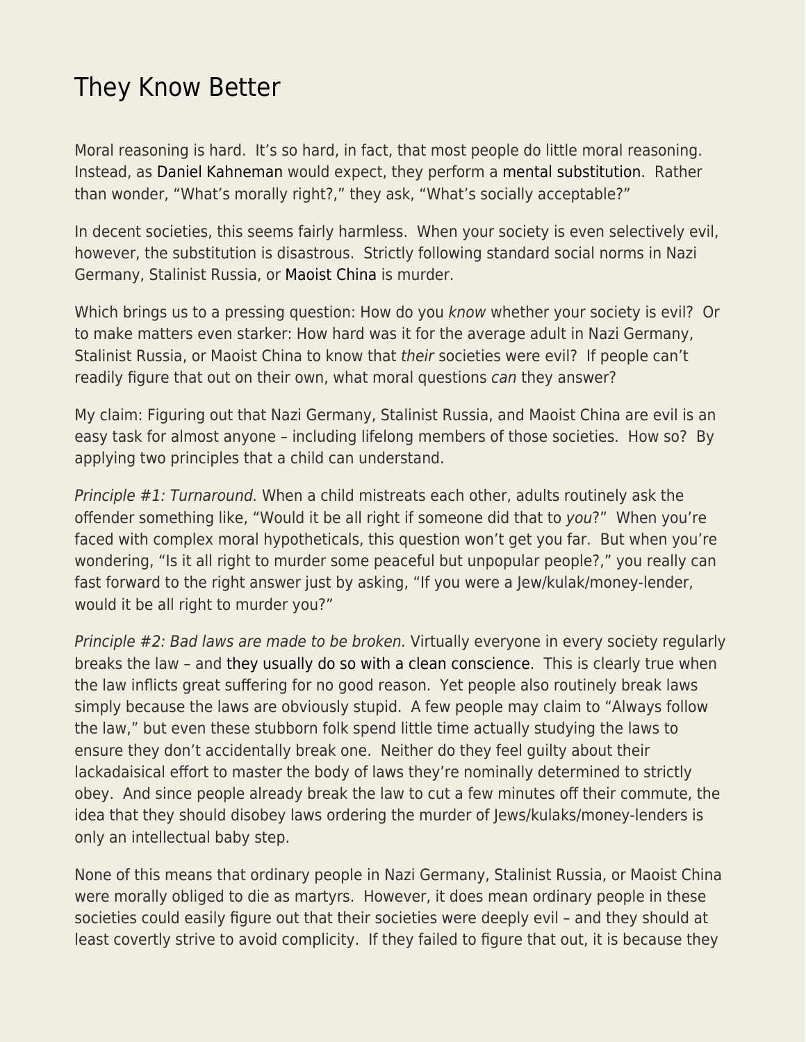# They Know Better

Moral reasoning is hard. It's so hard, in fact, that most people do little moral reasoning. Instead, as Daniel Kahneman would expect, they perform a mental substitution. Rather than wonder, "What's morally right?," they ask, "What's socially acceptable?"

In decent societies, this seems fairly harmless. When your society is even selectively evil, however, the substitution is disastrous. Strictly following standard social norms in Nazi Germany, Stalinist Russia, or Maoist China is murder.

Which brings us to a pressing question: How do you *know* whether your society is evil? Or to make matters even starker: How hard was it for the average adult in Nazi Germany, Stalinist Russia, or Maoist China to know that *their* societies were evil? If people can't readily figure that out on their own, what moral questions *can* they answer?

My claim: Figuring out that Nazi Germany, Stalinist Russia, and Maoist China are evil is an easy task for almost anyone – including lifelong members of those societies. How so? By applying two principles that a child can understand.

*Principle #1: Turnaround.* When a child mistreats each other, adults routinely ask the offender something like, "Would it be all right if someone did that to *you*?" When you're faced with complex moral hypotheticals, this question won't get you far. But when you're wondering, "Is it all right to murder some peaceful but unpopular people?," you really can fast forward to the right answer just by asking, "If you were a Jew/kulak/money-lender, would it be all right to murder you?"

*Principle #2: Bad laws are made to be broken.* Virtually everyone in every society regularly breaks the law – and they usually do so with a clean conscience. This is clearly true when the law inflicts great suffering for no good reason. Yet people also routinely break laws simply because the laws are obviously stupid. A few people may claim to "Always follow the law," but even these stubborn folk spend little time actually studying the laws to ensure they don't accidentally break one. Neither do they feel guilty about their lackadaisical effort to master the body of laws they're nominally determined to strictly obey. And since people already break the law to cut a few minutes off their commute, the idea that they should disobey laws ordering the murder of Jews/kulaks/money-lenders is only an intellectual baby step.

None of this means that ordinary people in Nazi Germany, Stalinist Russia, or Maoist China were morally obliged to die as martyrs. However, it does mean ordinary people in these societies could easily figure out that their societies were deeply evil – and they should at least covertly strive to avoid complicity. If they failed to figure that out, it is because they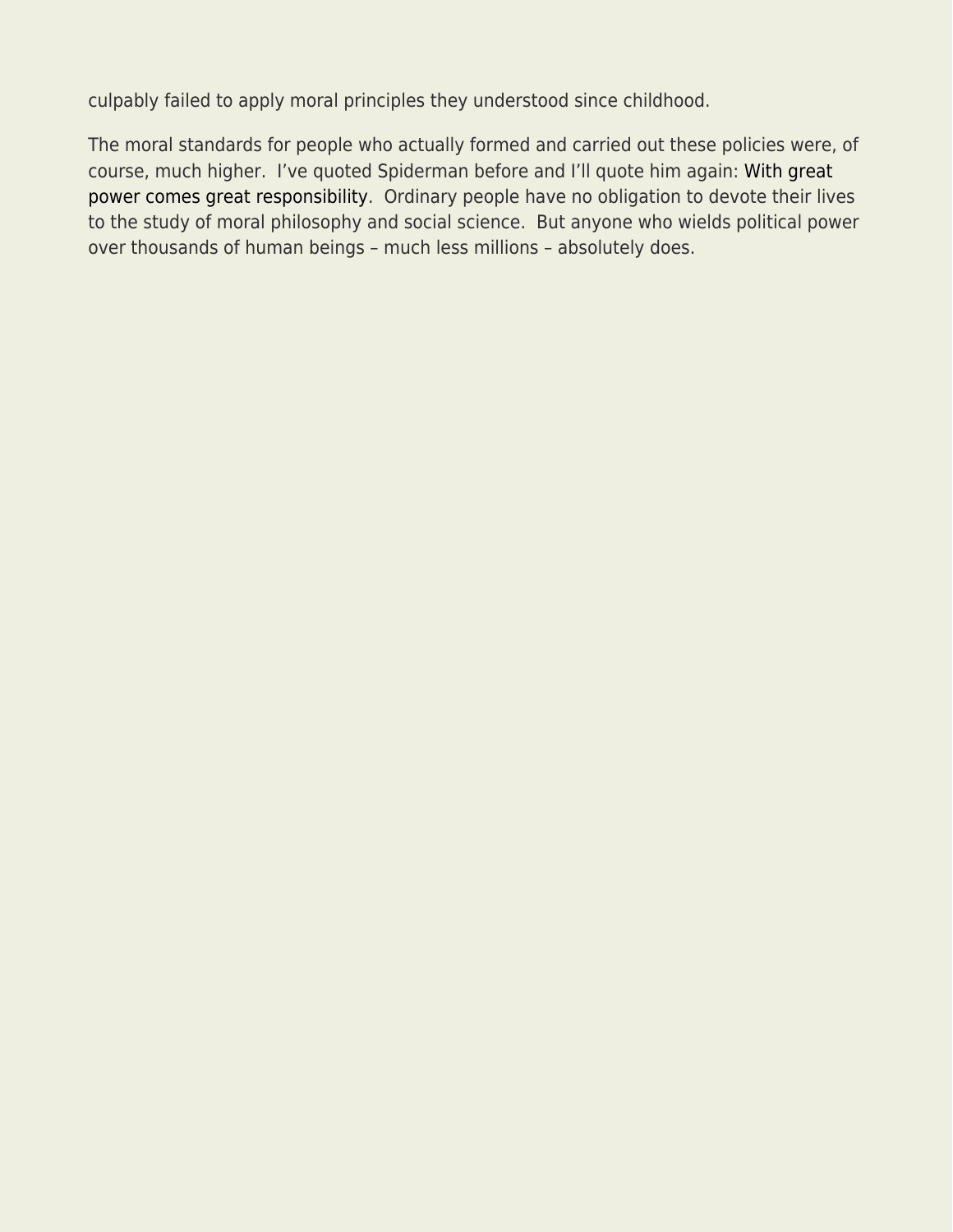culpably failed to apply moral principles they understood since childhood.

The moral standards for people who actually formed and carried out these policies were, of course, much higher.  I've quoted Spiderman before and I'll quote him again: With great power comes great responsibility.  Ordinary people have no obligation to devote their lives to the study of moral philosophy and social science.  But anyone who wields political power over thousands of human beings – much less millions – absolutely does.